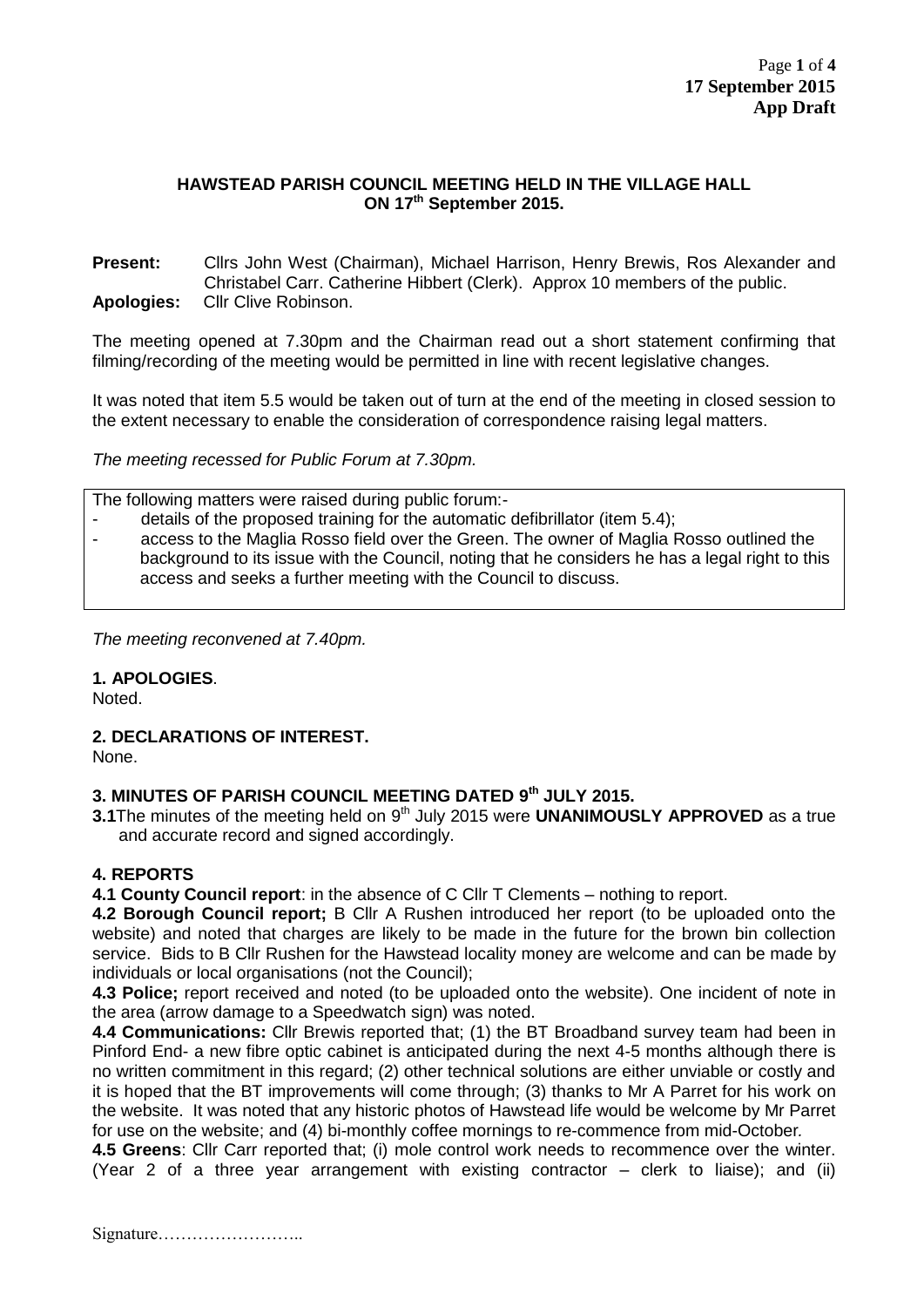**17 September 2015**
**App Draft**

**HAWSTEAD PARISH COUNCIL MEETING HELD IN THE VILLAGE HALL ON 17th September 2015.**

**Present:** Cllrs John West (Chairman), Michael Harrison, Henry Brewis, Ros Alexander and Christabel Carr. Catherine Hibbert (Clerk). Approx 10 members of the public.
**Apologies:** Cllr Clive Robinson.

The meeting opened at 7.30pm and the Chairman read out a short statement confirming that filming/recording of the meeting would be permitted in line with recent legislative changes.

It was noted that item 5.5 would be taken out of turn at the end of the meeting in closed session to the extent necessary to enable the consideration of correspondence raising legal matters.

*The meeting recessed for Public Forum at 7.30pm.*

The following matters were raised during public forum:-

- details of the proposed training for the automatic defibrillator (item 5.4);
- access to the Maglia Rosso field over the Green. The owner of Maglia Rosso outlined the background to its issue with the Council, noting that he considers he has a legal right to this access and seeks a further meeting with the Council to discuss.

*The meeting reconvened at 7.40pm.*

**1. APOLOGIES**.
Noted.

**2. DECLARATIONS OF INTEREST.**
None.

**3. MINUTES OF PARISH COUNCIL MEETING DATED 9th JULY 2015.**

**3.1** The minutes of the meeting held on 9th July 2015 were **UNANIMOUSLY APPROVED** as a true and accurate record and signed accordingly.

**4. REPORTS**

**4.1 County Council report**: in the absence of C Cllr T Clements – nothing to report.

**4.2 Borough Council report;** B Cllr A Rushen introduced her report (to be uploaded onto the website) and noted that charges are likely to be made in the future for the brown bin collection service. Bids to B Cllr Rushen for the Hawstead locality money are welcome and can be made by individuals or local organisations (not the Council);

**4.3 Police;** report received and noted (to be uploaded onto the website). One incident of note in the area (arrow damage to a Speedwatch sign) was noted.

**4.4 Communications:** Cllr Brewis reported that; (1) the BT Broadband survey team had been in Pinford End- a new fibre optic cabinet is anticipated during the next 4-5 months although there is no written commitment in this regard; (2) other technical solutions are either unviable or costly and it is hoped that the BT improvements will come through; (3) thanks to Mr A Parret for his work on the website. It was noted that any historic photos of Hawstead life would be welcome by Mr Parret for use on the website; and (4) bi-monthly coffee mornings to re-commence from mid-October.

**4.5 Greens**: Cllr Carr reported that; (i) mole control work needs to recommence over the winter. (Year 2 of a three year arrangement with existing contractor – clerk to liaise); and (ii)

Signature……………………..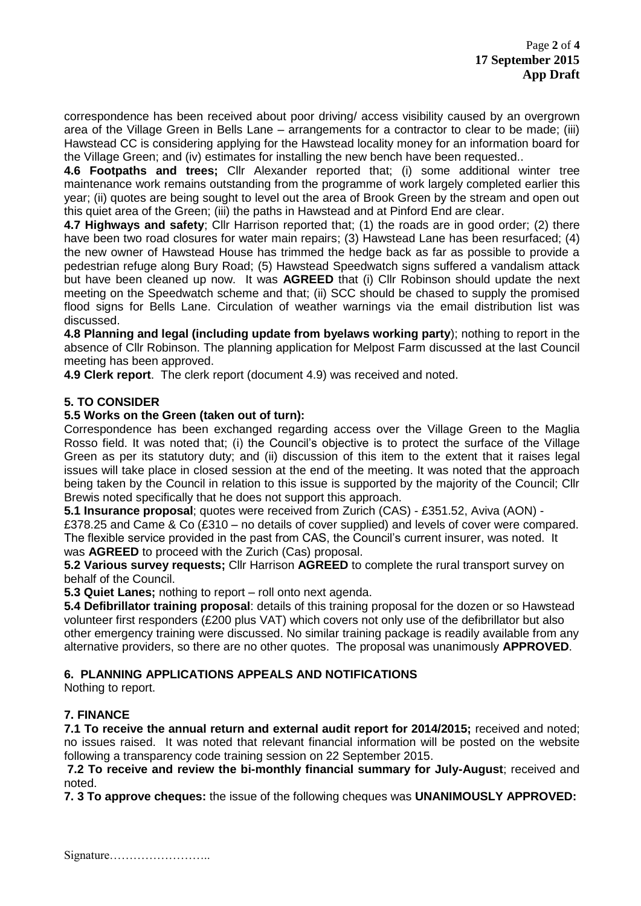correspondence has been received about poor driving/ access visibility caused by an overgrown area of the Village Green in Bells Lane – arrangements for a contractor to clear to be made; (iii) Hawstead CC is considering applying for the Hawstead locality money for an information board for the Village Green; and (iv) estimates for installing the new bench have been requested..

**4.6 Footpaths and trees;** Cllr Alexander reported that; (i) some additional winter tree maintenance work remains outstanding from the programme of work largely completed earlier this year; (ii) quotes are being sought to level out the area of Brook Green by the stream and open out this quiet area of the Green; (iii) the paths in Hawstead and at Pinford End are clear.

**4.7 Highways and safety**; Cllr Harrison reported that; (1) the roads are in good order; (2) there have been two road closures for water main repairs; (3) Hawstead Lane has been resurfaced; (4) the new owner of Hawstead House has trimmed the hedge back as far as possible to provide a pedestrian refuge along Bury Road; (5) Hawstead Speedwatch signs suffered a vandalism attack but have been cleaned up now. It was **AGREED** that (i) Cllr Robinson should update the next meeting on the Speedwatch scheme and that; (ii) SCC should be chased to supply the promised flood signs for Bells Lane. Circulation of weather warnings via the email distribution list was discussed.

**4.8 Planning and legal (including update from byelaws working party**); nothing to report in the absence of Cllr Robinson. The planning application for Melpost Farm discussed at the last Council meeting has been approved.

**4.9 Clerk report**. The clerk report (document 4.9) was received and noted.

**5. TO CONSIDER**

**5.5 Works on the Green (taken out of turn):**

Correspondence has been exchanged regarding access over the Village Green to the Maglia Rosso field. It was noted that; (i) the Council's objective is to protect the surface of the Village Green as per its statutory duty; and (ii) discussion of this item to the extent that it raises legal issues will take place in closed session at the end of the meeting. It was noted that the approach being taken by the Council in relation to this issue is supported by the majority of the Council; Cllr Brewis noted specifically that he does not support this approach.

**5.1 Insurance proposal**; quotes were received from Zurich (CAS) - £351.52, Aviva (AON) - £378.25 and Came & Co (£310 – no details of cover supplied) and levels of cover were compared. The flexible service provided in the past from CAS, the Council's current insurer, was noted. It was **AGREED** to proceed with the Zurich (Cas) proposal.

**5.2 Various survey requests;** Cllr Harrison **AGREED** to complete the rural transport survey on behalf of the Council.

**5.3 Quiet Lanes;** nothing to report – roll onto next agenda.

**5.4 Defibrillator training proposal**: details of this training proposal for the dozen or so Hawstead volunteer first responders (£200 plus VAT) which covers not only use of the defibrillator but also other emergency training were discussed. No similar training package is readily available from any alternative providers, so there are no other quotes. The proposal was unanimously **APPROVED**.

**6. PLANNING APPLICATIONS APPEALS AND NOTIFICATIONS**

Nothing to report.

**7. FINANCE**

**7.1 To receive the annual return and external audit report for 2014/2015;** received and noted; no issues raised. It was noted that relevant financial information will be posted on the website following a transparency code training session on 22 September 2015.

**7.2 To receive and review the bi-monthly financial summary for July-August**; received and noted.

**7. 3 To approve cheques:** the issue of the following cheques was **UNANIMOUSLY APPROVED:**

Signature……………………..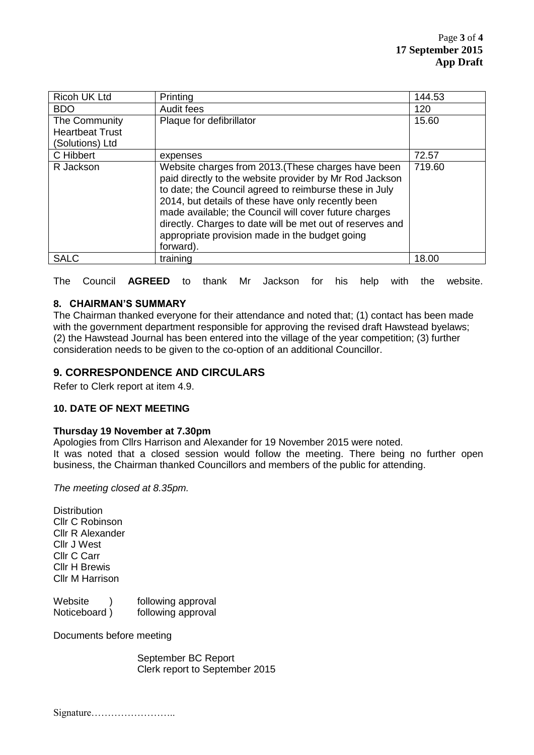| Ricoh UK Ltd | Printing | 144.53 |
|---|---|---|
| BDO | Audit fees | 120 |
| The Community Heartbeat Trust (Solutions) Ltd | Plaque for defibrillator | 15.60 |
| C Hibbert | expenses | 72.57 |
| R Jackson | Website charges from 2013.(These charges have been paid directly to the website provider by Mr Rod Jackson to date; the Council agreed to reimburse these in July 2014, but details of these have only recently been made available; the Council will cover future charges directly. Charges to date will be met out of reserves and appropriate provision made in the budget going forward). | 719.60 |
| SALC | training | 18.00 |

The Council **AGREED** to thank Mr Jackson for his help with the website.

### 8. CHAIRMAN'S SUMMARY

The Chairman thanked everyone for their attendance and noted that; (1) contact has been made with the government department responsible for approving the revised draft Hawstead byelaws; (2) the Hawstead Journal has been entered into the village of the year competition; (3) further consideration needs to be given to the co-option of an additional Councillor.

## 9. CORRESPONDENCE AND CIRCULARS

Refer to Clerk report at item 4.9.

### 10. DATE OF NEXT MEETING

**Thursday 19 November at 7.30pm**

Apologies from Cllrs Harrison and Alexander for 19 November 2015 were noted.
It was noted that a closed session would follow the meeting. There being no further open business, the Chairman thanked Councillors and members of the public for attending.

*The meeting closed at 8.35pm.*

Distribution
Cllr C Robinson
Cllr R Alexander
Cllr J West
Cllr C Carr
Cllr H Brewis
Cllr M Harrison

Website ) following approval
Noticeboard ) following approval

Documents before meeting

September BC Report
Clerk report to September 2015

Signature……………………..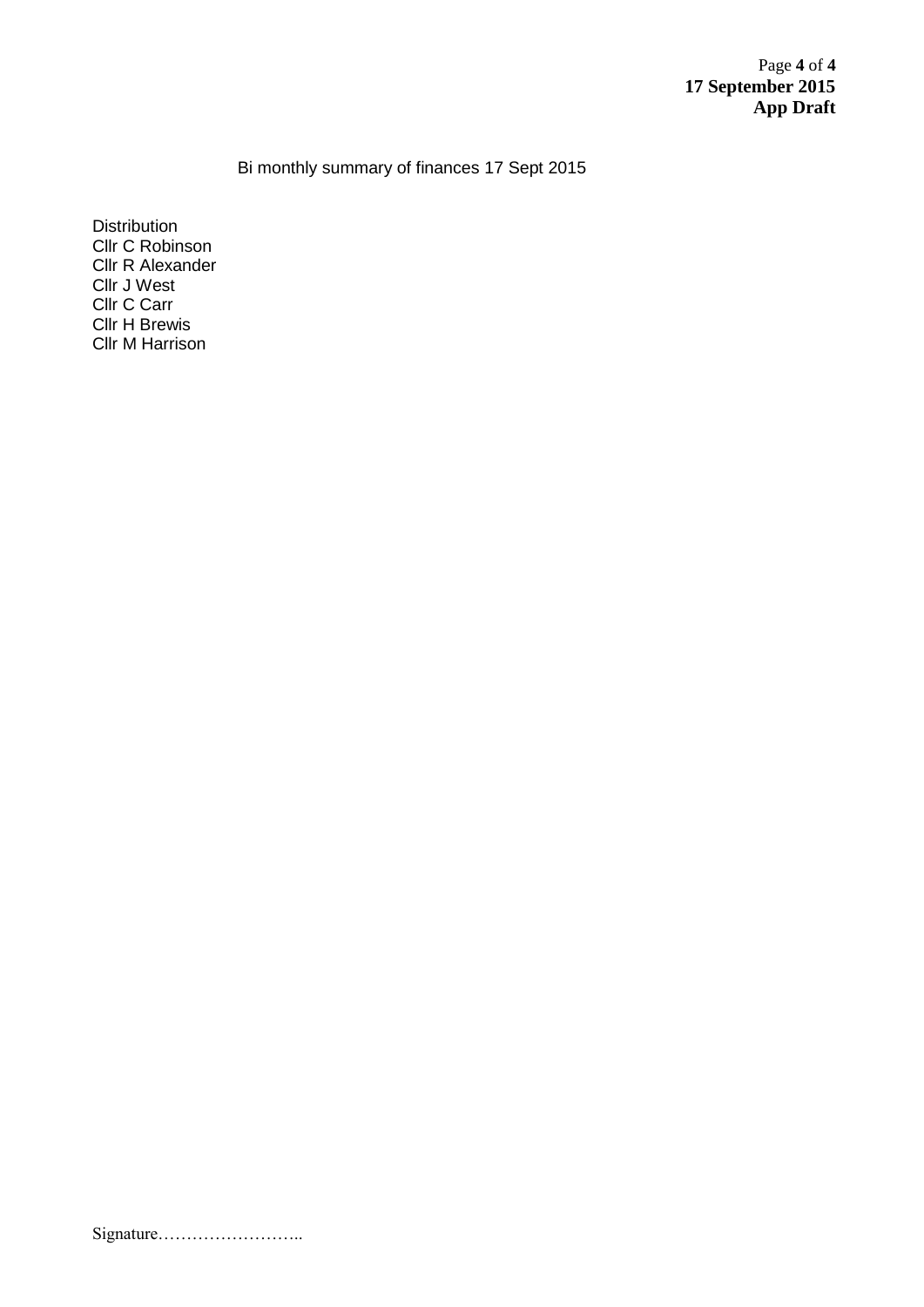Bi monthly summary of finances 17 Sept 2015

Distribution
Cllr C Robinson
Cllr R Alexander
Cllr J West
Cllr C Carr
Cllr H Brewis
Cllr M Harrison

Signature……………………..